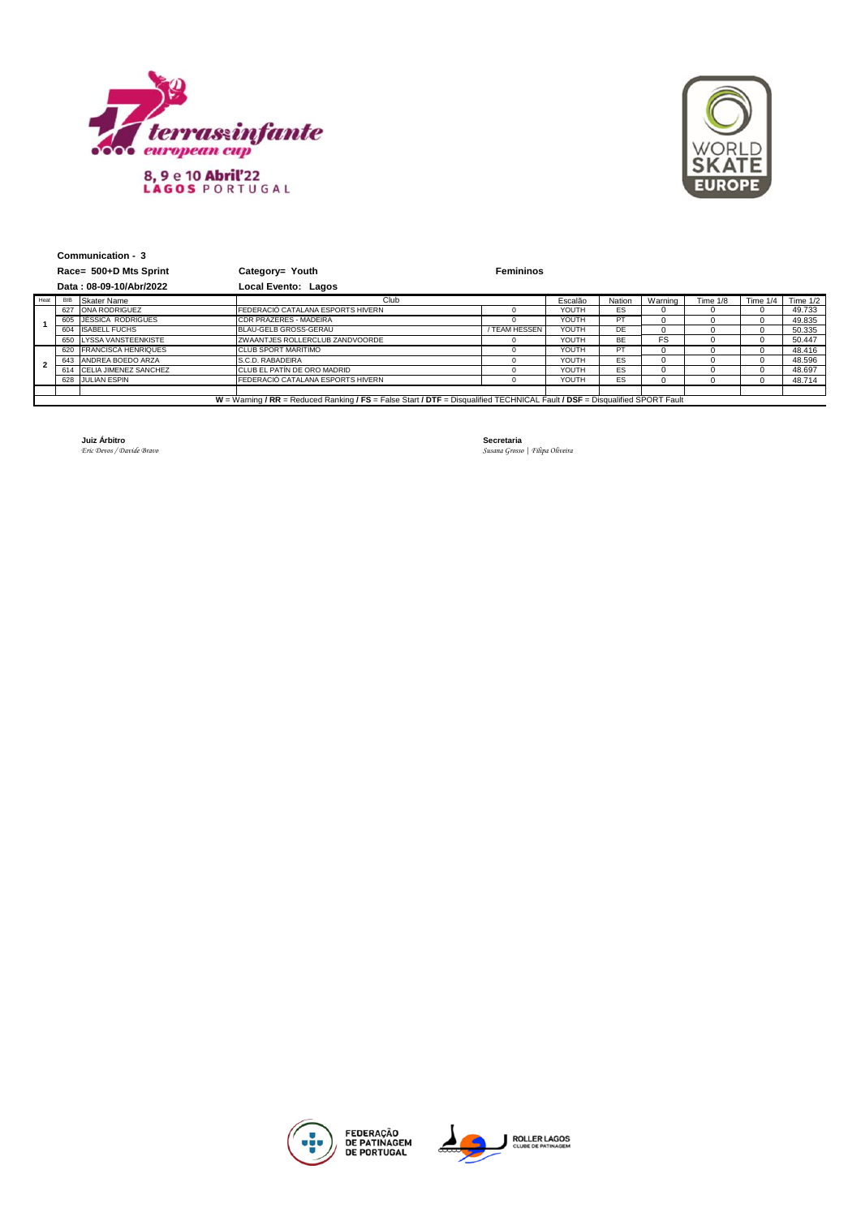8, 9 e 10 Abril'22
LAGOS PORTUGAL

**Communication - 3**

**Race= 500+D Mts Sprint** **Category= Youth** **Femininos**

**Data : 08-09-10/Abr/2022** **Local Evento: Lagos**

| Heat | BIB | Skater Name | Club | | Escalão | Nation | Warning | Time 1/8 | Time 1/4 | Time 1/2 |
|---|---|---|---|---|---|---|---|---|---|---|
| 1 | 627 | ONA RODRIGUEZ | FEDERACIÓ CATALANA ESPORTS HIVERN | 0 | YOUTH | ES | 0 | 0 | 0 | 49.733 |
| | 605 | JESSICA RODRIGUES | CDR PRAZERES - MADEIRA | 0 | YOUTH | PT | 0 | 0 | 0 | 49.835 |
| | 604 | ISABELL FUCHS | BLAU-GELB GROSS-GERAU | / TEAM HESSEN | YOUTH | DE | 0 | 0 | 0 | 50.335 |
| | 650 | LYSSA VANSTEENKISTE | ZWAANTJES ROLLERCLUB ZANDVOORDE | 0 | YOUTH | BE | FS | 0 | 0 | 50.447 |
| 2 | 620 | FRANCISCA HENRIQUES | CLUB SPORT MARITIMO | 0 | YOUTH | PT | 0 | 0 | 0 | 48.416 |
| | 643 | ANDREA BOEDO ARZA | S.C.D. RABADEIRA | 0 | YOUTH | ES | 0 | 0 | 0 | 48.596 |
| | 614 | CELIA JIMENEZ SANCHEZ | CLUB EL PATÍN DE ORO MADRID | 0 | YOUTH | ES | 0 | 0 | 0 | 48.697 |
| | 628 | JULIAN ESPIN | FEDERACIÓ CATALANA ESPORTS HIVERN | 0 | YOUTH | ES | 0 | 0 | 0 | 48.714 |

**W** = Warning / **RR** = Reduced Ranking / **FS** = False Start / **DTF** = Disqualified TECHNICAL Fault / **DSF** = Disqualified SPORT Fault

**Juiz Árbitro**
*Eric Devos / Davide Bravo*

**Secretaria**
*Susana Grosso | Filipa Oliveira*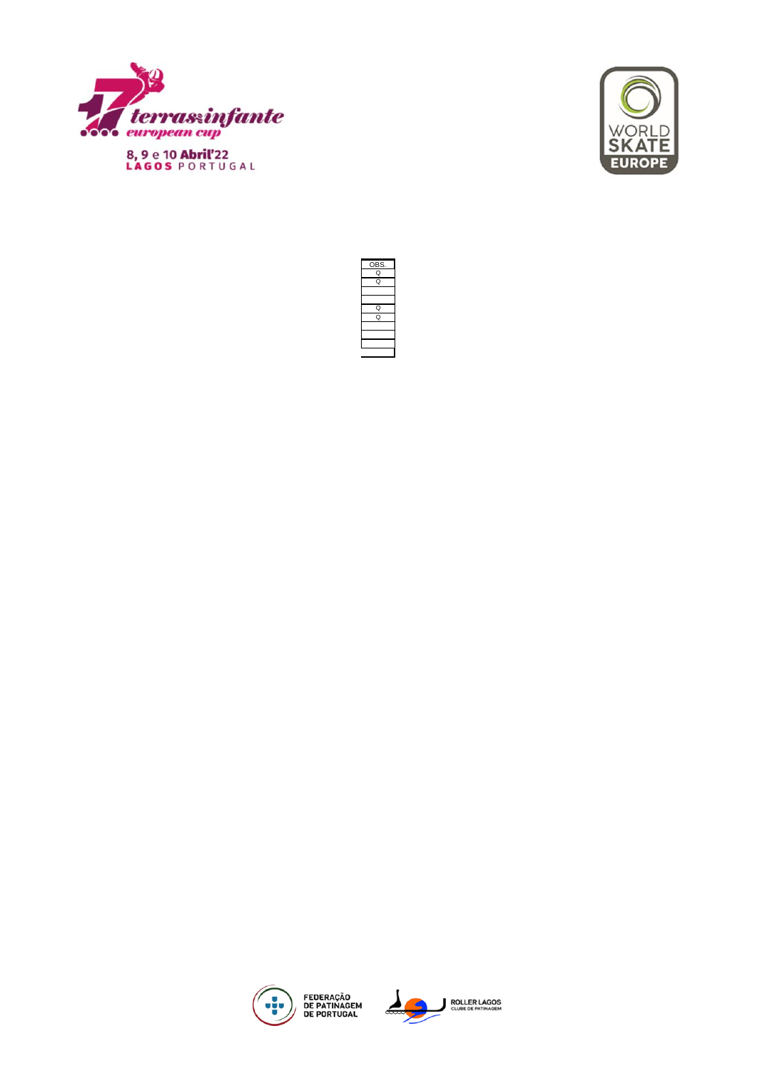| OBS. |
|---|
| Q |
| Q |
| |
| |
| Q |
| Q |
| |
| |
| |
| |